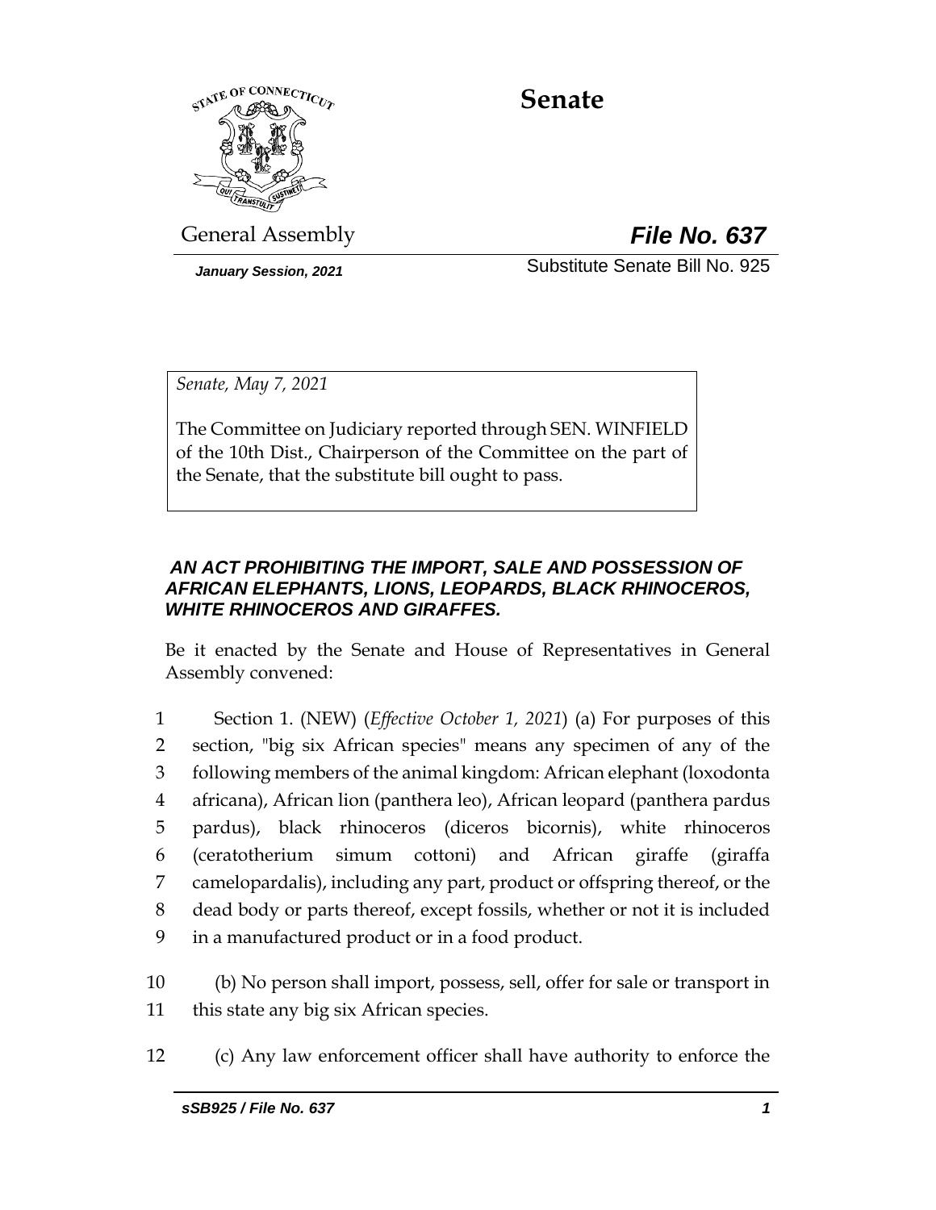# Senate

General Assembly

***File No. 637***

*January Session, 2021*

Substitute Senate Bill No. 925

*Senate, May 7, 2021*

The Committee on Judiciary reported through SEN. WINFIELD of the 10th Dist., Chairperson of the Committee on the part of the Senate, that the substitute bill ought to pass.

***AN ACT PROHIBITING THE IMPORT, SALE AND POSSESSION OF AFRICAN ELEPHANTS, LIONS, LEOPARDS, BLACK RHINOCEROS, WHITE RHINOCEROS AND GIRAFFES.***

Be it enacted by the Senate and House of Representatives in General Assembly convened:

1 Section 1. (NEW) (*Effective October 1, 2021*) (a) For purposes of this
2 section, "big six African species" means any specimen of any of the
3 following members of the animal kingdom: African elephant (loxodonta
4 africana), African lion (panthera leo), African leopard (panthera pardus
5 pardus), black rhinoceros (diceros bicornis), white rhinoceros
6 (ceratotherium simum cottoni) and African giraffe (giraffa
7 camelopardalis), including any part, product or offspring thereof, or the
8 dead body or parts thereof, except fossils, whether or not it is included
9 in a manufactured product or in a food product.

10 (b) No person shall import, possess, sell, offer for sale or transport in
11 this state any big six African species.

12 (c) Any law enforcement officer shall have authority to enforce the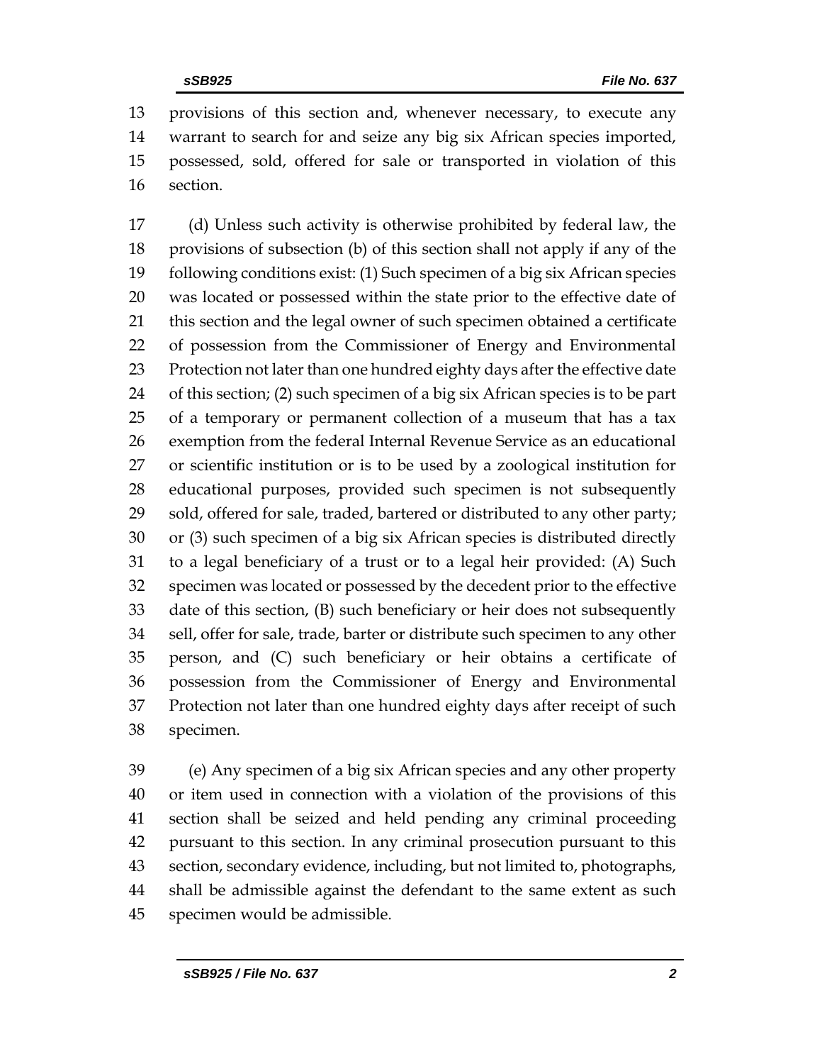provisions of this section and, whenever necessary, to execute any warrant to search for and seize any big six African species imported, possessed, sold, offered for sale or transported in violation of this section.

(d) Unless such activity is otherwise prohibited by federal law, the provisions of subsection (b) of this section shall not apply if any of the following conditions exist: (1) Such specimen of a big six African species was located or possessed within the state prior to the effective date of this section and the legal owner of such specimen obtained a certificate of possession from the Commissioner of Energy and Environmental Protection not later than one hundred eighty days after the effective date of this section; (2) such specimen of a big six African species is to be part of a temporary or permanent collection of a museum that has a tax exemption from the federal Internal Revenue Service as an educational or scientific institution or is to be used by a zoological institution for educational purposes, provided such specimen is not subsequently sold, offered for sale, traded, bartered or distributed to any other party; or (3) such specimen of a big six African species is distributed directly to a legal beneficiary of a trust or to a legal heir provided: (A) Such specimen was located or possessed by the decedent prior to the effective date of this section, (B) such beneficiary or heir does not subsequently sell, offer for sale, trade, barter or distribute such specimen to any other person, and (C) such beneficiary or heir obtains a certificate of possession from the Commissioner of Energy and Environmental Protection not later than one hundred eighty days after receipt of such specimen.

(e) Any specimen of a big six African species and any other property or item used in connection with a violation of the provisions of this section shall be seized and held pending any criminal proceeding pursuant to this section. In any criminal prosecution pursuant to this section, secondary evidence, including, but not limited to, photographs, shall be admissible against the defendant to the same extent as such specimen would be admissible.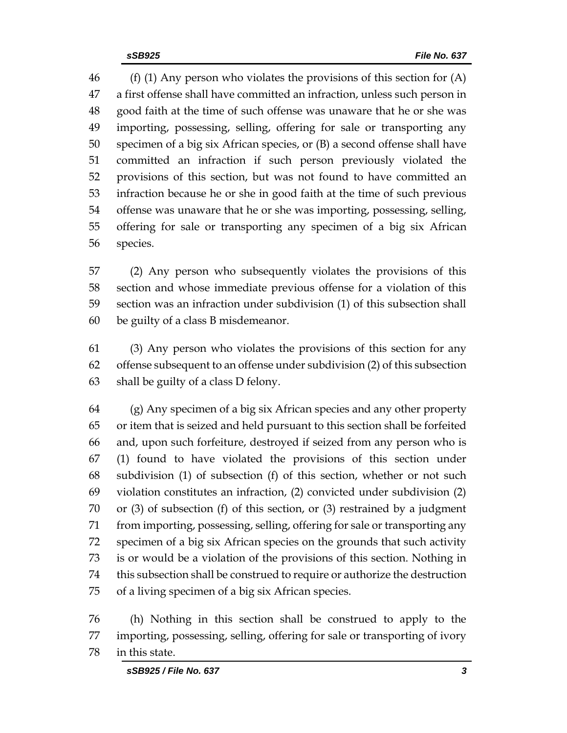(f) (1) Any person who violates the provisions of this section for (A) a first offense shall have committed an infraction, unless such person in good faith at the time of such offense was unaware that he or she was importing, possessing, selling, offering for sale or transporting any specimen of a big six African species, or (B) a second offense shall have committed an infraction if such person previously violated the provisions of this section, but was not found to have committed an infraction because he or she in good faith at the time of such previous offense was unaware that he or she was importing, possessing, selling, offering for sale or transporting any specimen of a big six African species.

(2) Any person who subsequently violates the provisions of this section and whose immediate previous offense for a violation of this section was an infraction under subdivision (1) of this subsection shall be guilty of a class B misdemeanor.

(3) Any person who violates the provisions of this section for any offense subsequent to an offense under subdivision (2) of this subsection shall be guilty of a class D felony.

(g) Any specimen of a big six African species and any other property or item that is seized and held pursuant to this section shall be forfeited and, upon such forfeiture, destroyed if seized from any person who is (1) found to have violated the provisions of this section under subdivision (1) of subsection (f) of this section, whether or not such violation constitutes an infraction, (2) convicted under subdivision (2) or (3) of subsection (f) of this section, or (3) restrained by a judgment from importing, possessing, selling, offering for sale or transporting any specimen of a big six African species on the grounds that such activity is or would be a violation of the provisions of this section. Nothing in this subsection shall be construed to require or authorize the destruction of a living specimen of a big six African species.

(h) Nothing in this section shall be construed to apply to the importing, possessing, selling, offering for sale or transporting of ivory in this state.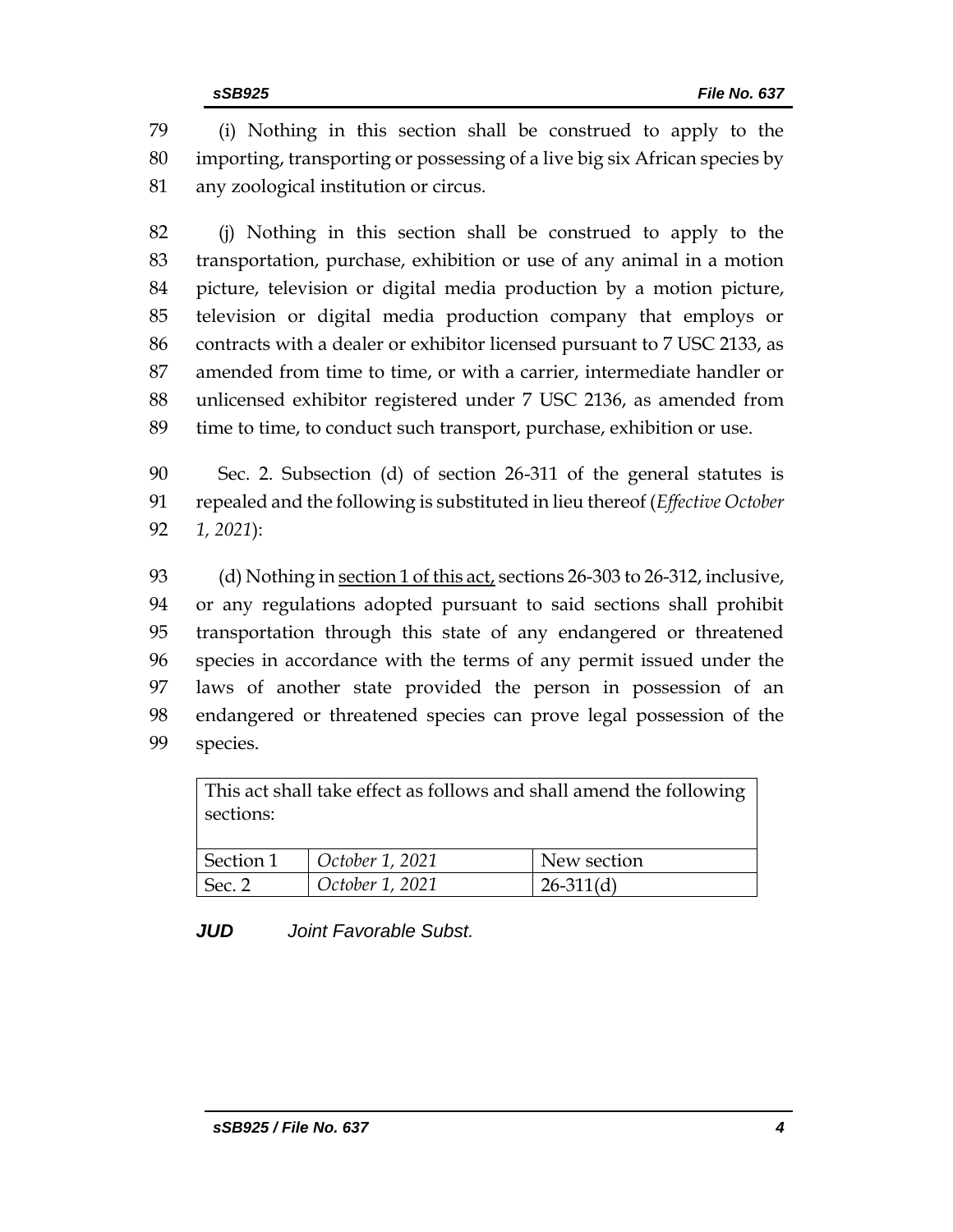(i) Nothing in this section shall be construed to apply to the importing, transporting or possessing of a live big six African species by any zoological institution or circus.

(j) Nothing in this section shall be construed to apply to the transportation, purchase, exhibition or use of any animal in a motion picture, television or digital media production by a motion picture, television or digital media production company that employs or contracts with a dealer or exhibitor licensed pursuant to 7 USC 2133, as amended from time to time, or with a carrier, intermediate handler or unlicensed exhibitor registered under 7 USC 2136, as amended from time to time, to conduct such transport, purchase, exhibition or use.

Sec. 2. Subsection (d) of section 26-311 of the general statutes is repealed and the following is substituted in lieu thereof (*Effective October 1, 2021*):

(d) Nothing in <u>section 1 of this act,</u> sections 26-303 to 26-312, inclusive, or any regulations adopted pursuant to said sections shall prohibit transportation through this state of any endangered or threatened species in accordance with the terms of any permit issued under the laws of another state provided the person in possession of an endangered or threatened species can prove legal possession of the species.

| This act shall take effect as follows and shall amend the following sections: | | |
|---|---|---|
| Section 1 | *October 1, 2021* | New section |
| Sec. 2 | *October 1, 2021* | 26-311(d) |

***JUD*** *Joint Favorable Subst.*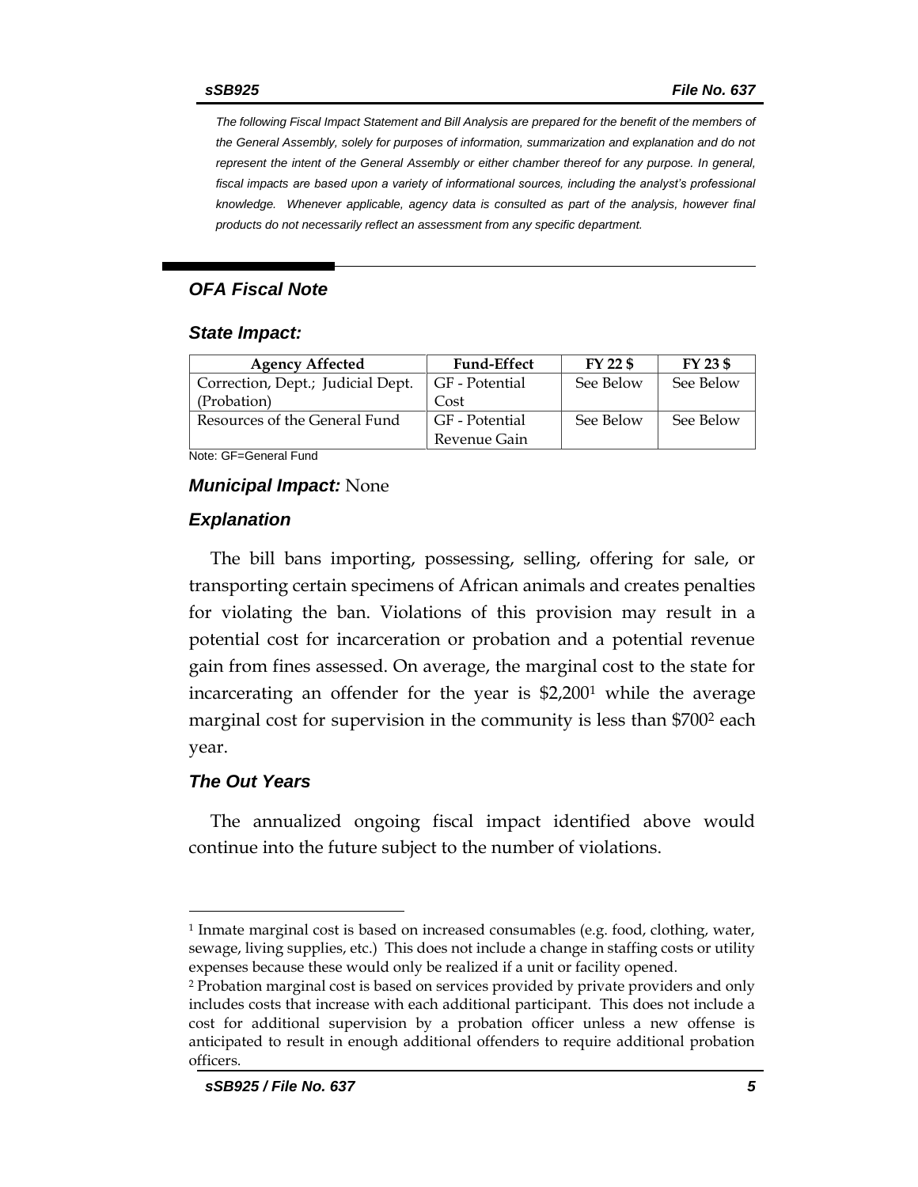*The following Fiscal Impact Statement and Bill Analysis are prepared for the benefit of the members of the General Assembly, solely for purposes of information, summarization and explanation and do not represent the intent of the General Assembly or either chamber thereof for any purpose. In general, fiscal impacts are based upon a variety of informational sources, including the analyst's professional knowledge. Whenever applicable, agency data is consulted as part of the analysis, however final products do not necessarily reflect an assessment from any specific department.*

## *OFA Fiscal Note*

### *State Impact:*

| Agency Affected | Fund-Effect | FY 22 $ | FY 23 $ |
|---|---|---|---|
| Correction, Dept.; Judicial Dept. (Probation) | GF - Potential Cost | See Below | See Below |
| Resources of the General Fund | GF - Potential Revenue Gain | See Below | See Below |

Note: GF=General Fund

***Municipal Impact:*** None

### *Explanation*

The bill bans importing, possessing, selling, offering for sale, or transporting certain specimens of African animals and creates penalties for violating the ban. Violations of this provision may result in a potential cost for incarceration or probation and a potential revenue gain from fines assessed. On average, the marginal cost to the state for incarcerating an offender for the year is $2,200[1] while the average marginal cost for supervision in the community is less than $700[2] each year.

### *The Out Years*

The annualized ongoing fiscal impact identified above would continue into the future subject to the number of violations.

---

[1] Inmate marginal cost is based on increased consumables (e.g. food, clothing, water, sewage, living supplies, etc.) This does not include a change in staffing costs or utility expenses because these would only be realized if a unit or facility opened.

[2] Probation marginal cost is based on services provided by private providers and only includes costs that increase with each additional participant. This does not include a cost for additional supervision by a probation officer unless a new offense is anticipated to result in enough additional offenders to require additional probation officers.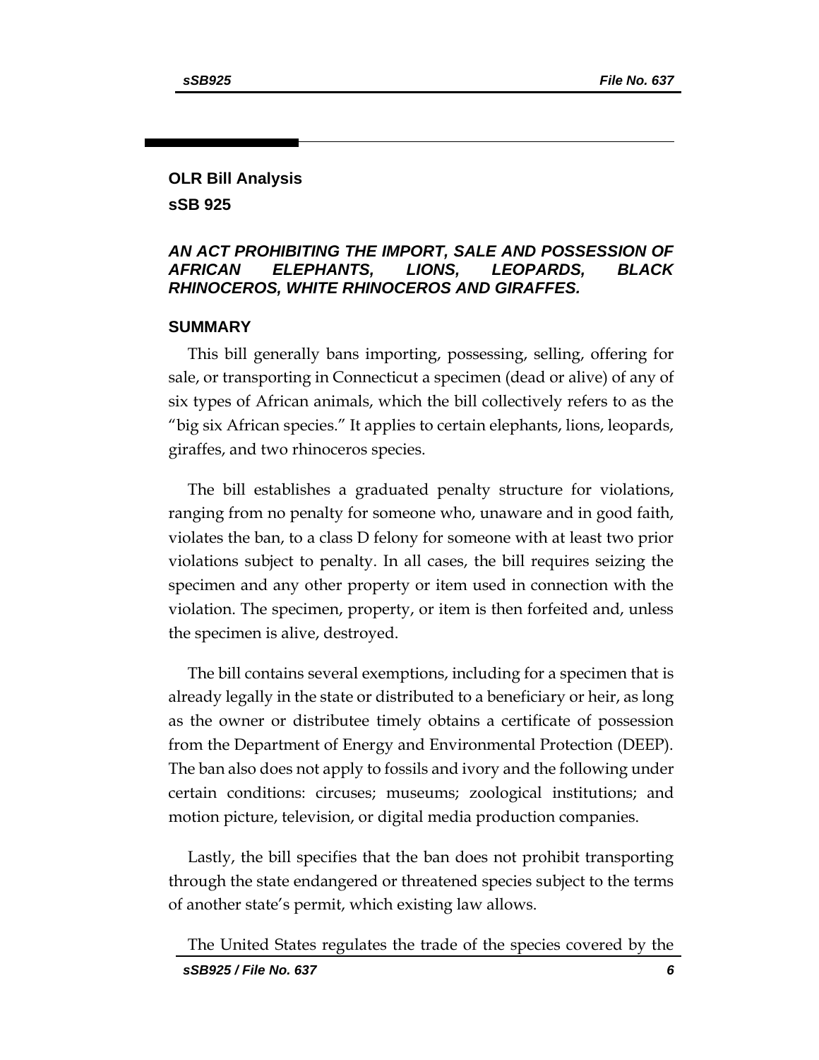## OLR Bill Analysis

## sSB 925

### *AN ACT PROHIBITING THE IMPORT, SALE AND POSSESSION OF AFRICAN ELEPHANTS, LIONS, LEOPARDS, BLACK RHINOCEROS, WHITE RHINOCEROS AND GIRAFFES.*

### SUMMARY

This bill generally bans importing, possessing, selling, offering for sale, or transporting in Connecticut a specimen (dead or alive) of any of six types of African animals, which the bill collectively refers to as the "big six African species." It applies to certain elephants, lions, leopards, giraffes, and two rhinoceros species.

The bill establishes a graduated penalty structure for violations, ranging from no penalty for someone who, unaware and in good faith, violates the ban, to a class D felony for someone with at least two prior violations subject to penalty. In all cases, the bill requires seizing the specimen and any other property or item used in connection with the violation. The specimen, property, or item is then forfeited and, unless the specimen is alive, destroyed.

The bill contains several exemptions, including for a specimen that is already legally in the state or distributed to a beneficiary or heir, as long as the owner or distributee timely obtains a certificate of possession from the Department of Energy and Environmental Protection (DEEP). The ban also does not apply to fossils and ivory and the following under certain conditions: circuses; museums; zoological institutions; and motion picture, television, or digital media production companies.

Lastly, the bill specifies that the ban does not prohibit transporting through the state endangered or threatened species subject to the terms of another state's permit, which existing law allows.

The United States regulates the trade of the species covered by the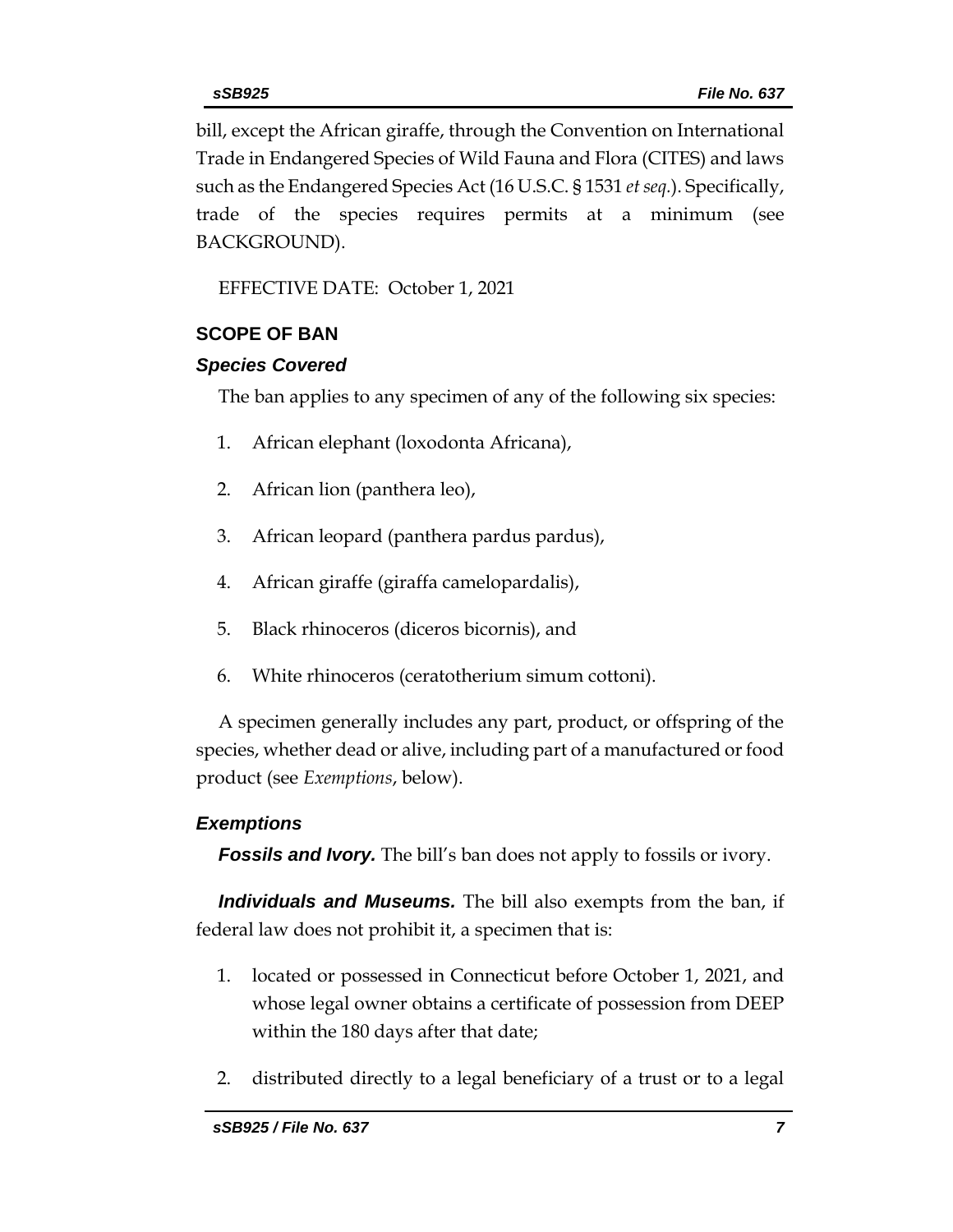bill, except the African giraffe, through the Convention on International Trade in Endangered Species of Wild Fauna and Flora (CITES) and laws such as the Endangered Species Act (16 U.S.C. § 1531 *et seq.*). Specifically, trade of the species requires permits at a minimum (see BACKGROUND).

EFFECTIVE DATE: October 1, 2021

## SCOPE OF BAN

### *Species Covered*

The ban applies to any specimen of any of the following six species:

1. African elephant (loxodonta Africana),
2. African lion (panthera leo),
3. African leopard (panthera pardus pardus),
4. African giraffe (giraffa camelopardalis),
5. Black rhinoceros (diceros bicornis), and
6. White rhinoceros (ceratotherium simum cottoni).

A specimen generally includes any part, product, or offspring of the species, whether dead or alive, including part of a manufactured or food product (see *Exemptions*, below).

### *Exemptions*

***Fossils and Ivory.*** The bill's ban does not apply to fossils or ivory.

***Individuals and Museums.*** The bill also exempts from the ban, if federal law does not prohibit it, a specimen that is:

1. located or possessed in Connecticut before October 1, 2021, and whose legal owner obtains a certificate of possession from DEEP within the 180 days after that date;
2. distributed directly to a legal beneficiary of a trust or to a legal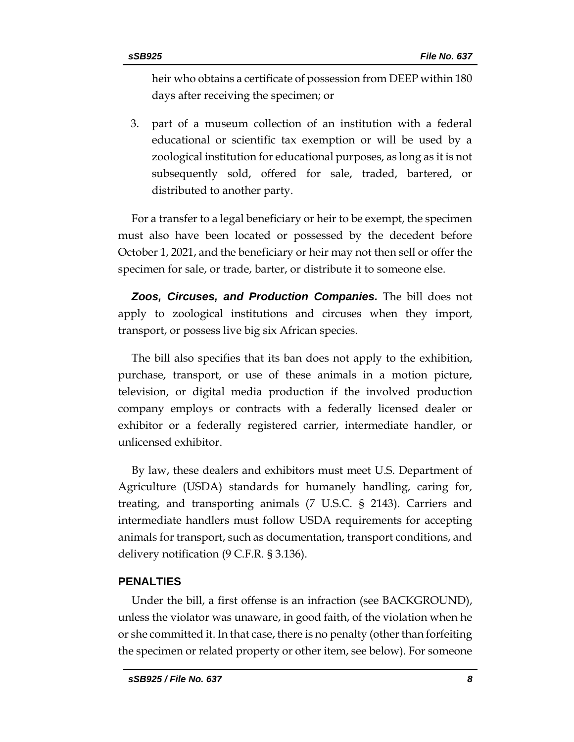heir who obtains a certificate of possession from DEEP within 180 days after receiving the specimen; or

3. part of a museum collection of an institution with a federal educational or scientific tax exemption or will be used by a zoological institution for educational purposes, as long as it is not subsequently sold, offered for sale, traded, bartered, or distributed to another party.

For a transfer to a legal beneficiary or heir to be exempt, the specimen must also have been located or possessed by the decedent before October 1, 2021, and the beneficiary or heir may not then sell or offer the specimen for sale, or trade, barter, or distribute it to someone else.

***Zoos, Circuses, and Production Companies.*** The bill does not apply to zoological institutions and circuses when they import, transport, or possess live big six African species.

The bill also specifies that its ban does not apply to the exhibition, purchase, transport, or use of these animals in a motion picture, television, or digital media production if the involved production company employs or contracts with a federally licensed dealer or exhibitor or a federally registered carrier, intermediate handler, or unlicensed exhibitor.

By law, these dealers and exhibitors must meet U.S. Department of Agriculture (USDA) standards for humanely handling, caring for, treating, and transporting animals (7 U.S.C. § 2143). Carriers and intermediate handlers must follow USDA requirements for accepting animals for transport, such as documentation, transport conditions, and delivery notification (9 C.F.R. § 3.136).

## PENALTIES

Under the bill, a first offense is an infraction (see BACKGROUND), unless the violator was unaware, in good faith, of the violation when he or she committed it. In that case, there is no penalty (other than forfeiting the specimen or related property or other item, see below). For someone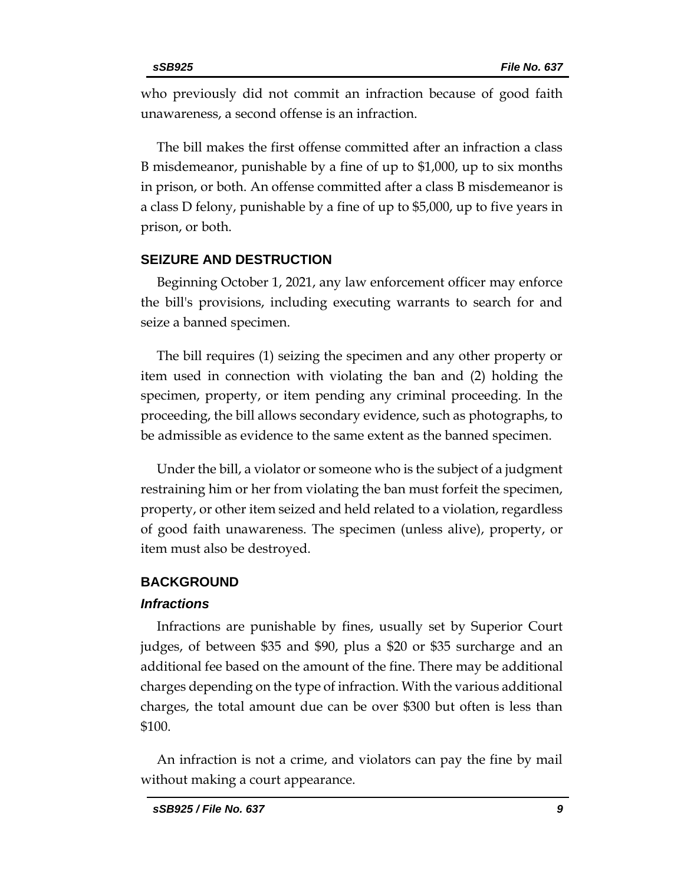who previously did not commit an infraction because of good faith unawareness, a second offense is an infraction.

The bill makes the first offense committed after an infraction a class B misdemeanor, punishable by a fine of up to $1,000, up to six months in prison, or both. An offense committed after a class B misdemeanor is a class D felony, punishable by a fine of up to $5,000, up to five years in prison, or both.

## SEIZURE AND DESTRUCTION

Beginning October 1, 2021, any law enforcement officer may enforce the bill's provisions, including executing warrants to search for and seize a banned specimen.

The bill requires (1) seizing the specimen and any other property or item used in connection with violating the ban and (2) holding the specimen, property, or item pending any criminal proceeding. In the proceeding, the bill allows secondary evidence, such as photographs, to be admissible as evidence to the same extent as the banned specimen.

Under the bill, a violator or someone who is the subject of a judgment restraining him or her from violating the ban must forfeit the specimen, property, or other item seized and held related to a violation, regardless of good faith unawareness. The specimen (unless alive), property, or item must also be destroyed.

## BACKGROUND

### *Infractions*

Infractions are punishable by fines, usually set by Superior Court judges, of between $35 and $90, plus a $20 or $35 surcharge and an additional fee based on the amount of the fine. There may be additional charges depending on the type of infraction. With the various additional charges, the total amount due can be over $300 but often is less than $100.

An infraction is not a crime, and violators can pay the fine by mail without making a court appearance.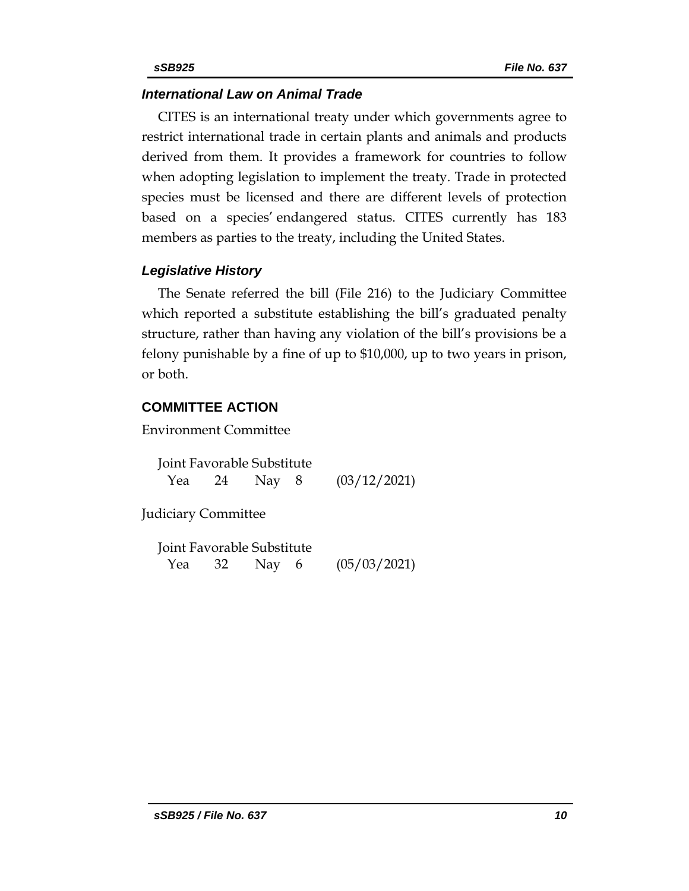### *International Law on Animal Trade*

CITES is an international treaty under which governments agree to restrict international trade in certain plants and animals and products derived from them. It provides a framework for countries to follow when adopting legislation to implement the treaty. Trade in protected species must be licensed and there are different levels of protection based on a species' endangered status. CITES currently has 183 members as parties to the treaty, including the United States.

### *Legislative History*

The Senate referred the bill (File 216) to the Judiciary Committee which reported a substitute establishing the bill's graduated penalty structure, rather than having any violation of the bill's provisions be a felony punishable by a fine of up to $10,000, up to two years in prison, or both.

## COMMITTEE ACTION

Environment Committee

Joint Favorable Substitute
Yea 24 Nay 8 (03/12/2021)

Judiciary Committee

Joint Favorable Substitute
Yea 32 Nay 6 (05/03/2021)